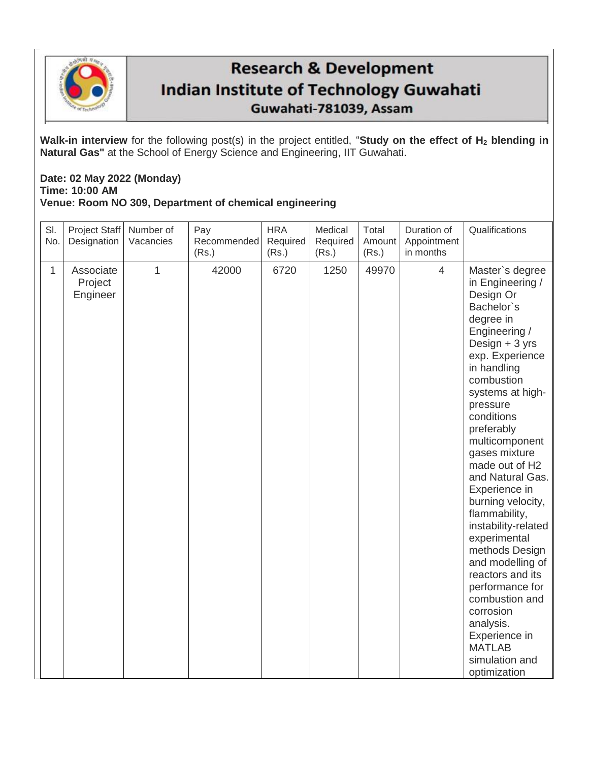# Research & Development
# Indian Institute of Technology Guwahati
### Guwahati-781039, Assam

**Walk-in interview** for the following post(s) in the project entitled, "**Study on the effect of $H_2$ blending in Natural Gas"** at the School of Energy Science and Engineering, IIT Guwahati.

**Date: 02 May 2022 (Monday)**
**Time: 10:00 AM**
**Venue: Room NO 309, Department of chemical engineering**

| Sl. No. | Project Staff Designation | Number of Vacancies | Pay Recommended (Rs.) | HRA Required (Rs.) | Medical Required (Rs.) | Total Amount (Rs.) | Duration of Appointment in months | Qualifications |
|---|---|---|---|---|---|---|---|---|
| 1 | Associate Project Engineer | 1 | 42000 | 6720 | 1250 | 49970 | 4 | Master`s degree in Engineering / Design Or Bachelor`s degree in Engineering / Design + 3 yrs exp. Experience in handling combustion systems at high-pressure conditions preferably multicomponent gases mixture made out of H2 and Natural Gas. Experience in burning velocity, flammability, instability-related experimental methods Design and modelling of reactors and its performance for combustion and corrosion analysis. Experience in MATLAB simulation and optimization |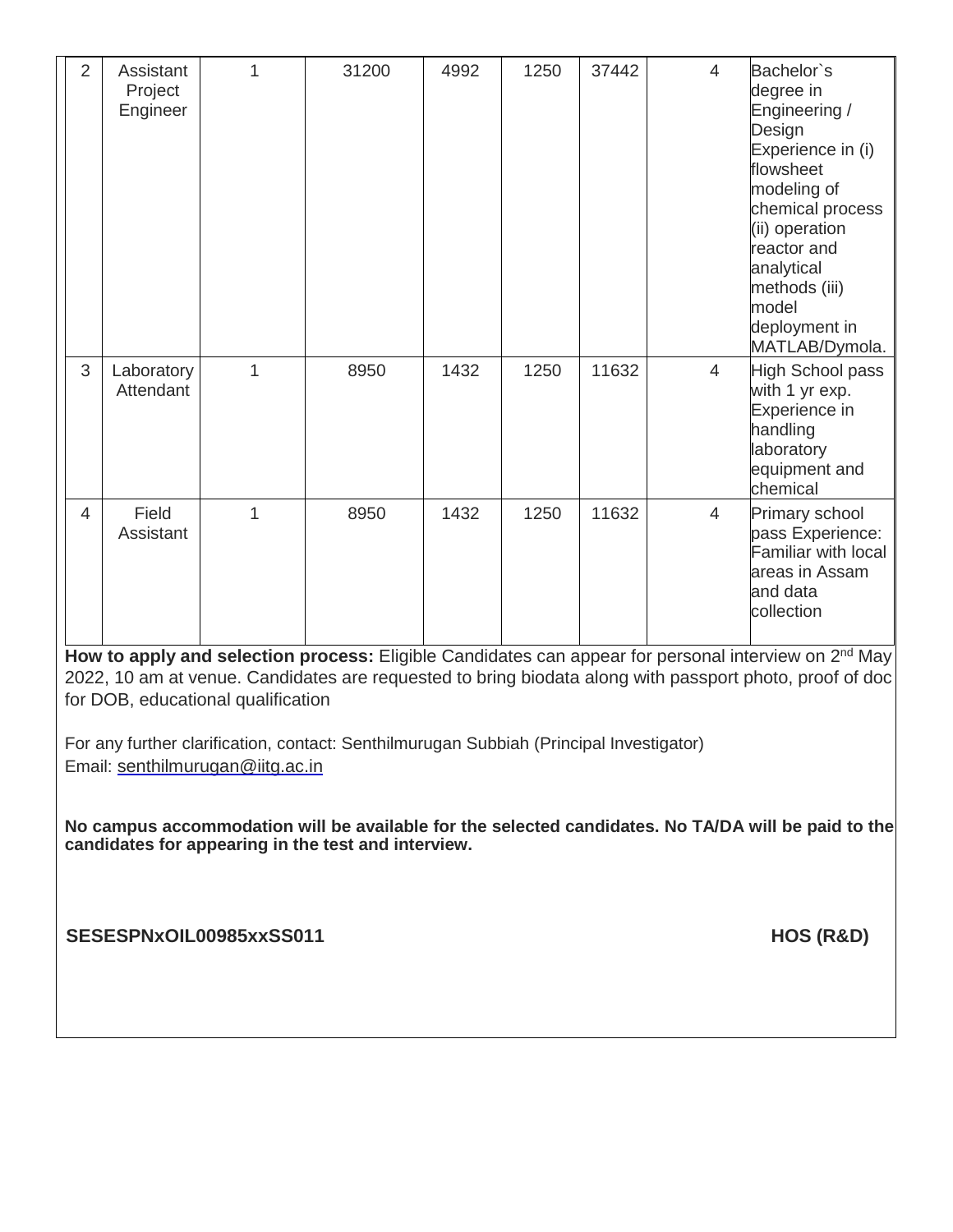| | | | | | | | | |
|---|---|---|---|---|---|---|---|---|
| 2 | Assistant Project Engineer | 1 | 31200 | 4992 | 1250 | 37442 | 4 | Bachelor`s degree in Engineering / Design Experience in (i) flowsheet modeling of chemical process (ii) operation reactor and analytical methods (iii) model deployment in MATLAB/Dymola. |
| 3 | Laboratory Attendant | 1 | 8950 | 1432 | 1250 | 11632 | 4 | High School pass with 1 yr exp. Experience in handling laboratory equipment and chemical |
| 4 | Field Assistant | 1 | 8950 | 1432 | 1250 | 11632 | 4 | Primary school pass Experience: Familiar with local areas in Assam and data collection |

**How to apply and selection process:** Eligible Candidates can appear for personal interview on 2nd May 2022, 10 am at venue. Candidates are requested to bring biodata along with passport photo, proof of doc for DOB, educational qualification

For any further clarification, contact: Senthilmurugan Subbiah (Principal Investigator)
Email: senthilmurugan@iitg.ac.in

**No campus accommodation will be available for the selected candidates. No TA/DA will be paid to the candidates for appearing in the test and interview.**

**SESESPNxOIL00985xxSS011** **HOS (R&D)**